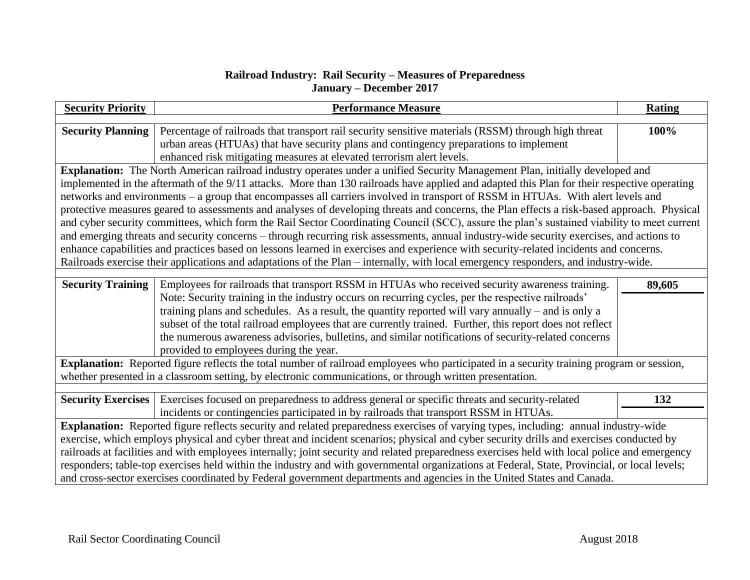**Railroad Industry: Rail Security – Measures of Preparedness**
**January – December 2017**

| Security Priority | Performance Measure | Rating |
|---|---|---|
| **Security Planning** | Percentage of railroads that transport rail security sensitive materials (RSSM) through high threat urban areas (HTUAs) that have security plans and contingency preparations to implement enhanced risk mitigating measures at elevated terrorism alert levels. | **100%** |
| **Explanation:** The North American railroad industry operates under a unified Security Management Plan, initially developed and implemented in the aftermath of the 9/11 attacks. More than 130 railroads have applied and adapted this Plan for their respective operating networks and environments – a group that encompasses all carriers involved in transport of RSSM in HTUAs. With alert levels and protective measures geared to assessments and analyses of developing threats and concerns, the Plan effects a risk-based approach. Physical and cyber security committees, which form the Rail Sector Coordinating Council (SCC), assure the plan's sustained viability to meet current and emerging threats and security concerns – through recurring risk assessments, annual industry-wide security exercises, and actions to enhance capabilities and practices based on lessons learned in exercises and experience with security-related incidents and concerns. Railroads exercise their applications and adaptations of the Plan – internally, with local emergency responders, and industry-wide. | | |
| **Security Training** | Employees for railroads that transport RSSM in HTUAs who received security awareness training. Note: Security training in the industry occurs on recurring cycles, per the respective railroads' training plans and schedules. As a result, the quantity reported will vary annually – and is only a subset of the total railroad employees that are currently trained. Further, this report does not reflect the numerous awareness advisories, bulletins, and similar notifications of security-related concerns provided to employees during the year. | **89,605** |
| **Explanation:** Reported figure reflects the total number of railroad employees who participated in a security training program or session, whether presented in a classroom setting, by electronic communications, or through written presentation. | | |
| **Security Exercises** | Exercises focused on preparedness to address general or specific threats and security-related incidents or contingencies participated in by railroads that transport RSSM in HTUAs. | **132** |
| **Explanation:** Reported figure reflects security and related preparedness exercises of varying types, including: annual industry-wide exercise, which employs physical and cyber threat and incident scenarios; physical and cyber security drills and exercises conducted by railroads at facilities and with employees internally; joint security and related preparedness exercises held with local police and emergency responders; table-top exercises held within the industry and with governmental organizations at Federal, State, Provincial, or local levels; and cross-sector exercises coordinated by Federal government departments and agencies in the United States and Canada. | | |

Rail Sector Coordinating Council — August 2018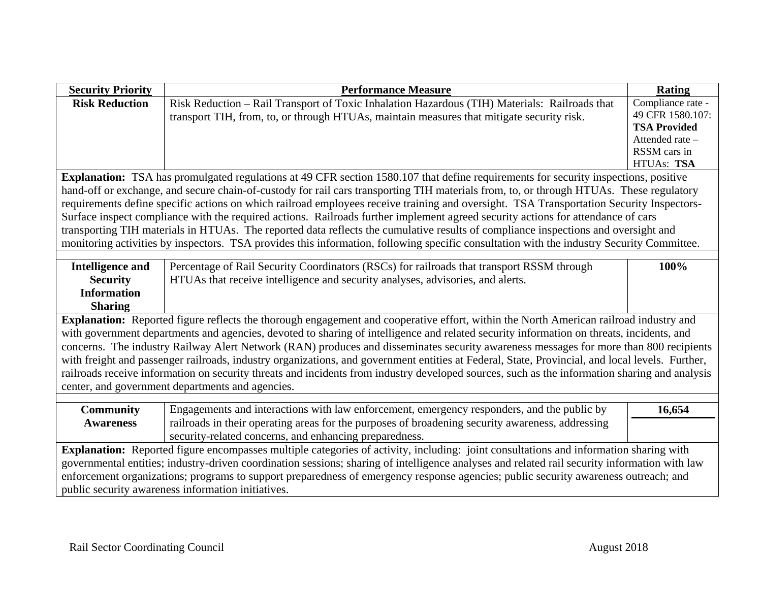| Security Priority | Performance Measure | Rating |
| --- | --- | --- |
| **Risk Reduction** | Risk Reduction – Rail Transport of Toxic Inhalation Hazardous (TIH) Materials: Railroads that transport TIH, from, to, or through HTUAs, maintain measures that mitigate security risk. | Compliance rate - 49 CFR 1580.107: **TSA Provided** Attended rate – RSSM cars in HTUAs: **TSA** |
| **Explanation:** TSA has promulgated regulations at 49 CFR section 1580.107 that define requirements for security inspections, positive hand-off or exchange, and secure chain-of-custody for rail cars transporting TIH materials from, to, or through HTUAs. These regulatory requirements define specific actions on which railroad employees receive training and oversight. TSA Transportation Security Inspectors-Surface inspect compliance with the required actions. Railroads further implement agreed security actions for attendance of cars transporting TIH materials in HTUAs. The reported data reflects the cumulative results of compliance inspections and oversight and monitoring activities by inspectors. TSA provides this information, following specific consultation with the industry Security Committee. | | |
| **Intelligence and Security Information Sharing** | Percentage of Rail Security Coordinators (RSCs) for railroads that transport RSSM through HTUAs that receive intelligence and security analyses, advisories, and alerts. | **100%** |
| **Explanation:** Reported figure reflects the thorough engagement and cooperative effort, within the North American railroad industry and with government departments and agencies, devoted to sharing of intelligence and related security information on threats, incidents, and concerns. The industry Railway Alert Network (RAN) produces and disseminates security awareness messages for more than 800 recipients with freight and passenger railroads, industry organizations, and government entities at Federal, State, Provincial, and local levels. Further, railroads receive information on security threats and incidents from industry developed sources, such as the information sharing and analysis center, and government departments and agencies. | | |
| **Community Awareness** | Engagements and interactions with law enforcement, emergency responders, and the public by railroads in their operating areas for the purposes of broadening security awareness, addressing security-related concerns, and enhancing preparedness. | **16,654** |
| **Explanation:** Reported figure encompasses multiple categories of activity, including: joint consultations and information sharing with governmental entities; industry-driven coordination sessions; sharing of intelligence analyses and related rail security information with law enforcement organizations; programs to support preparedness of emergency response agencies; public security awareness outreach; and public security awareness information initiatives. | | |